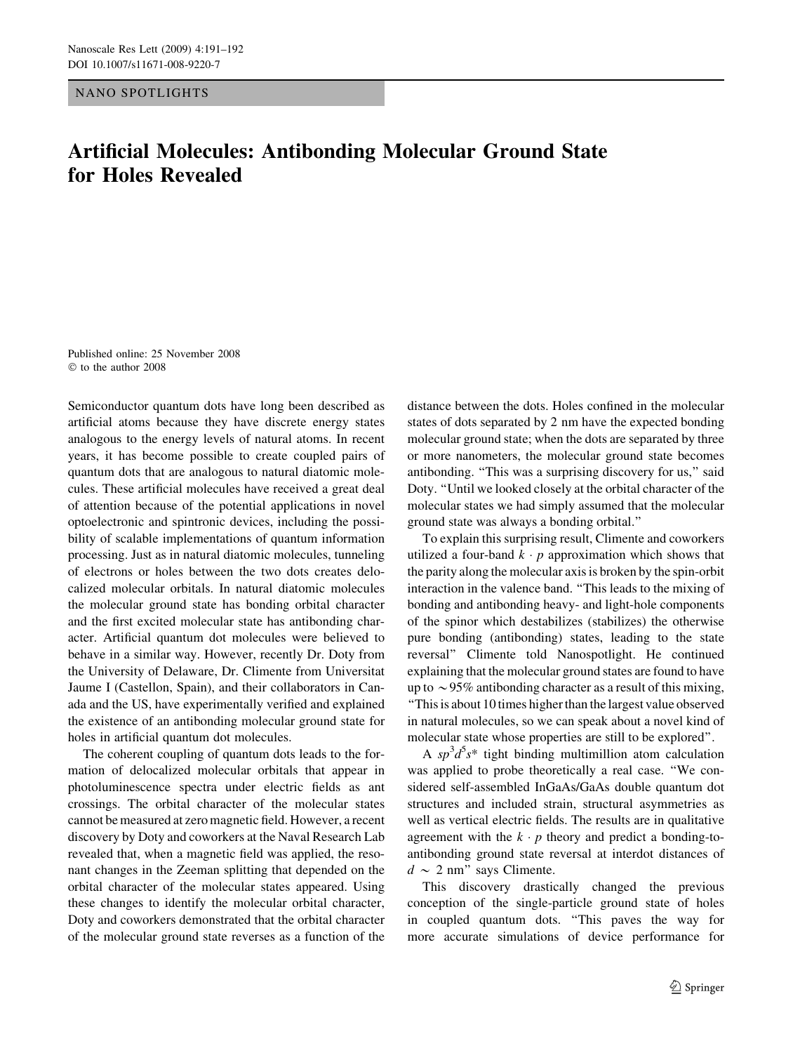NANO SPOTLIGHTS

# Artificial Molecules: Antibonding Molecular Ground State for Holes Revealed

Published online: 25 November 2008
© to the author 2008

Semiconductor quantum dots have long been described as artificial atoms because they have discrete energy states analogous to the energy levels of natural atoms. In recent years, it has become possible to create coupled pairs of quantum dots that are analogous to natural diatomic molecules. These artificial molecules have received a great deal of attention because of the potential applications in novel optoelectronic and spintronic devices, including the possibility of scalable implementations of quantum information processing. Just as in natural diatomic molecules, tunneling of electrons or holes between the two dots creates delocalized molecular orbitals. In natural diatomic molecules the molecular ground state has bonding orbital character and the first excited molecular state has antibonding character. Artificial quantum dot molecules were believed to behave in a similar way. However, recently Dr. Doty from the University of Delaware, Dr. Climente from Universitat Jaume I (Castellon, Spain), and their collaborators in Canada and the US, have experimentally verified and explained the existence of an antibonding molecular ground state for holes in artificial quantum dot molecules.

The coherent coupling of quantum dots leads to the formation of delocalized molecular orbitals that appear in photoluminescence spectra under electric fields as ant crossings. The orbital character of the molecular states cannot be measured at zero magnetic field. However, a recent discovery by Doty and coworkers at the Naval Research Lab revealed that, when a magnetic field was applied, the resonant changes in the Zeeman splitting that depended on the orbital character of the molecular states appeared. Using these changes to identify the molecular orbital character, Doty and coworkers demonstrated that the orbital character of the molecular ground state reverses as a function of the distance between the dots. Holes confined in the molecular states of dots separated by 2 nm have the expected bonding molecular ground state; when the dots are separated by three or more nanometers, the molecular ground state becomes antibonding. "This was a surprising discovery for us," said Doty. "Until we looked closely at the orbital character of the molecular states we had simply assumed that the molecular ground state was always a bonding orbital."

To explain this surprising result, Climente and coworkers utilized a four-band $k \cdot p$ approximation which shows that the parity along the molecular axis is broken by the spin-orbit interaction in the valence band. "This leads to the mixing of bonding and antibonding heavy- and light-hole components of the spinor which destabilizes (stabilizes) the otherwise pure bonding (antibonding) states, leading to the state reversal" Climente told Nanospotlight. He continued explaining that the molecular ground states are found to have up to $\sim$95% antibonding character as a result of this mixing, "This is about 10 times higher than the largest value observed in natural molecules, so we can speak about a novel kind of molecular state whose properties are still to be explored".

A $sp^3d^5s*$ tight binding multimillion atom calculation was applied to probe theoretically a real case. "We considered self-assembled InGaAs/GaAs double quantum dot structures and included strain, structural asymmetries as well as vertical electric fields. The results are in qualitative agreement with the $k \cdot p$ theory and predict a bonding-to-antibonding ground state reversal at interdot distances of $d \sim 2$ nm" says Climente.

This discovery drastically changed the previous conception of the single-particle ground state of holes in coupled quantum dots. "This paves the way for more accurate simulations of device performance for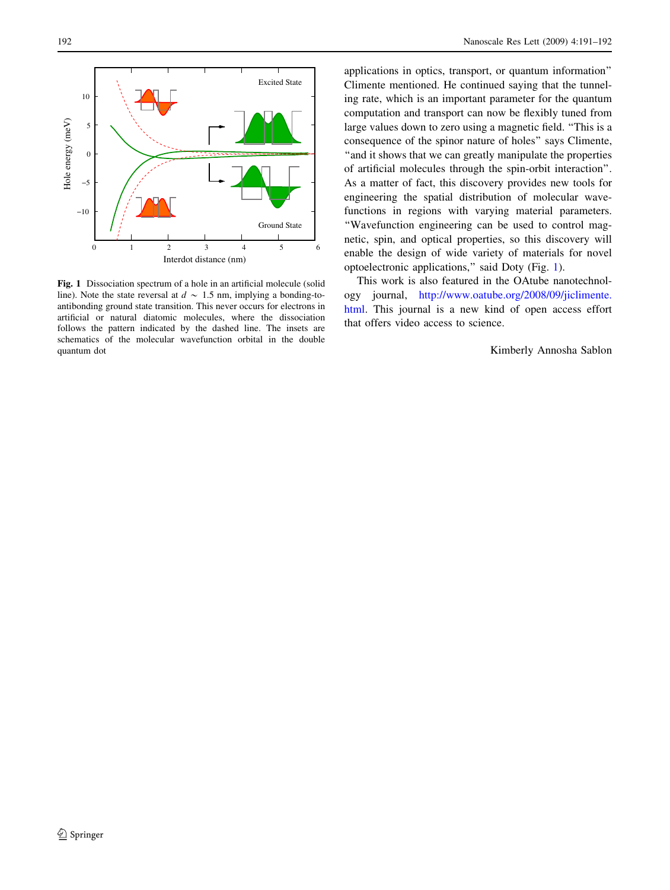Excited State

Ground State

Hole energy (meV)

10

5

0

−5

−10

0 1 2 3 4 5 6

Interdot distance (nm)

**Fig. 1** Dissociation spectrum of a hole in an artificial molecule (solid line). Note the state reversal at $d \sim 1.5$ nm, implying a bonding-to-antibonding ground state transition. This never occurs for electrons in artificial or natural diatomic molecules, where the dissociation follows the pattern indicated by the dashed line. The insets are schematics of the molecular wavefunction orbital in the double quantum dot

applications in optics, transport, or quantum information" Climente mentioned. He continued saying that the tunneling rate, which is an important parameter for the quantum computation and transport can now be flexibly tuned from large values down to zero using a magnetic field. "This is a consequence of the spinor nature of holes" says Climente, "and it shows that we can greatly manipulate the properties of artificial molecules through the spin-orbit interaction". As a matter of fact, this discovery provides new tools for engineering the spatial distribution of molecular wavefunctions in regions with varying material parameters. "Wavefunction engineering can be used to control magnetic, spin, and optical properties, so this discovery will enable the design of wide variety of materials for novel optoelectronic applications," said Doty (Fig. 1).

This work is also featured in the OAtube nanotechnology journal, http://www.oatube.org/2008/09/jiclimente.html. This journal is a new kind of open access effort that offers video access to science.

Kimberly Annosha Sablon